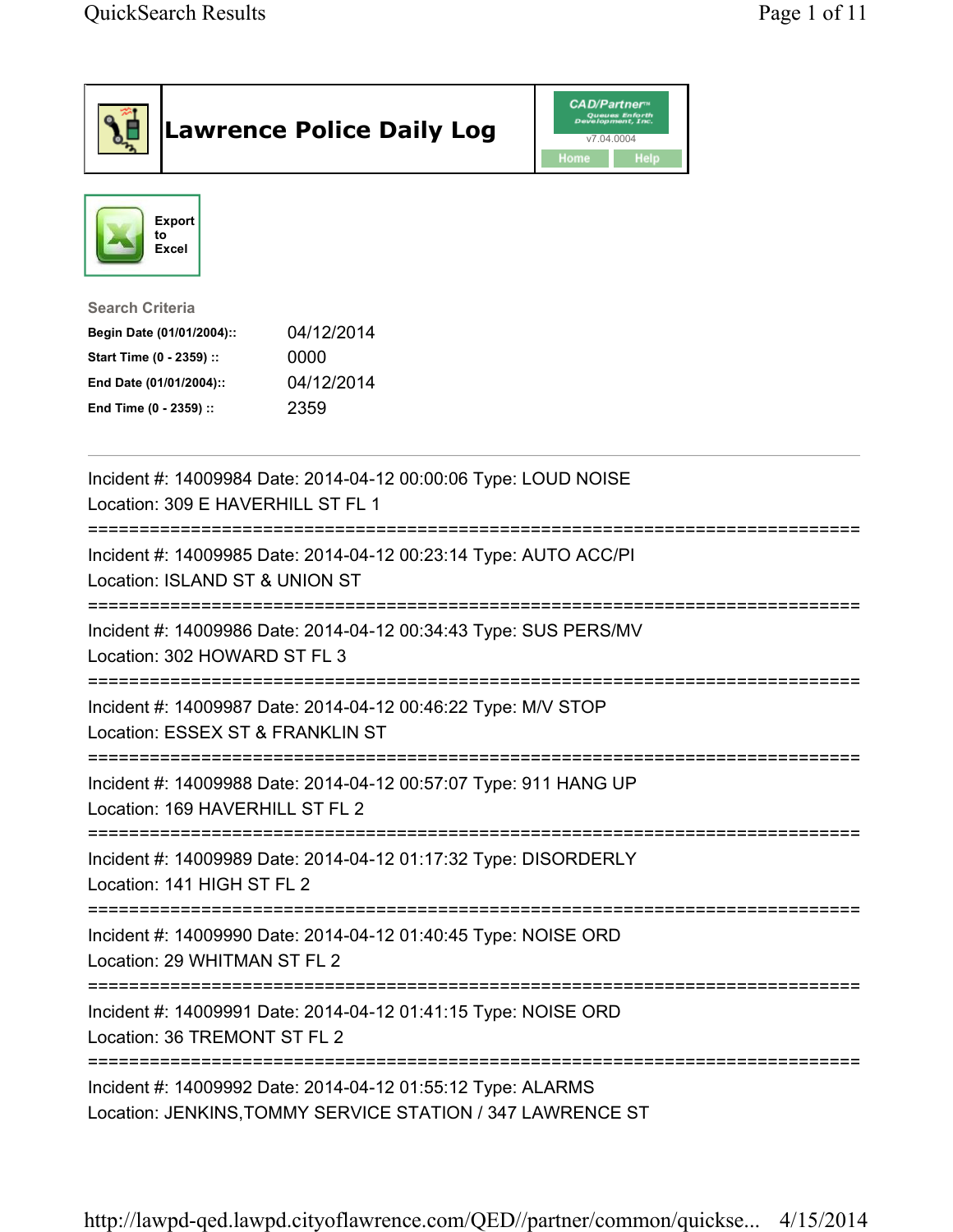# Lawrence Police Daily Log

CAD/Partner™ Queues Enforth Development, Inc.
v7.04.0004
Home Help

Export to Excel

**Search Criteria**

| | |
|---|---|
| **Begin Date (01/01/2004)::** | 04/12/2014 |
| **Start Time (0 - 2359) ::** | 0000 |
| **End Date (01/01/2004)::** | 04/12/2014 |
| **End Time (0 - 2359) ::** | 2359 |

---

Incident #: 14009984 Date: 2014-04-12 00:00:06 Type: LOUD NOISE
Location: 309 E HAVERHILL ST FL 1

===========================================================================

Incident #: 14009985 Date: 2014-04-12 00:23:14 Type: AUTO ACC/PI
Location: ISLAND ST & UNION ST

===========================================================================

Incident #: 14009986 Date: 2014-04-12 00:34:43 Type: SUS PERS/MV
Location: 302 HOWARD ST FL 3

===========================================================================

Incident #: 14009987 Date: 2014-04-12 00:46:22 Type: M/V STOP
Location: ESSEX ST & FRANKLIN ST

===========================================================================

Incident #: 14009988 Date: 2014-04-12 00:57:07 Type: 911 HANG UP
Location: 169 HAVERHILL ST FL 2

===========================================================================

Incident #: 14009989 Date: 2014-04-12 01:17:32 Type: DISORDERLY
Location: 141 HIGH ST FL 2

===========================================================================

Incident #: 14009990 Date: 2014-04-12 01:40:45 Type: NOISE ORD
Location: 29 WHITMAN ST FL 2

===========================================================================

Incident #: 14009991 Date: 2014-04-12 01:41:15 Type: NOISE ORD
Location: 36 TREMONT ST FL 2

===========================================================================

Incident #: 14009992 Date: 2014-04-12 01:55:12 Type: ALARMS
Location: JENKINS,TOMMY SERVICE STATION / 347 LAWRENCE ST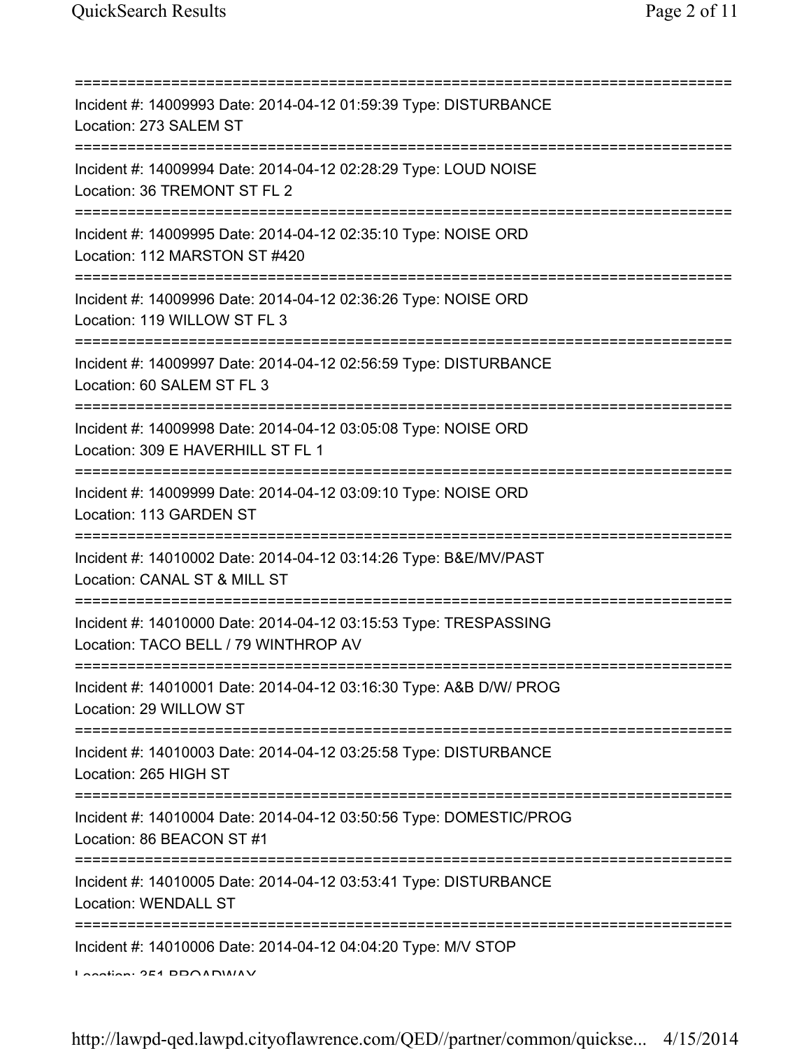===========================================================================
Incident #: 14009993 Date: 2014-04-12 01:59:39 Type: DISTURBANCE
Location: 273 SALEM ST
===========================================================================
Incident #: 14009994 Date: 2014-04-12 02:28:29 Type: LOUD NOISE
Location: 36 TREMONT ST FL 2
===========================================================================
Incident #: 14009995 Date: 2014-04-12 02:35:10 Type: NOISE ORD
Location: 112 MARSTON ST #420
===========================================================================
Incident #: 14009996 Date: 2014-04-12 02:36:26 Type: NOISE ORD
Location: 119 WILLOW ST FL 3
===========================================================================
Incident #: 14009997 Date: 2014-04-12 02:56:59 Type: DISTURBANCE
Location: 60 SALEM ST FL 3
===========================================================================
Incident #: 14009998 Date: 2014-04-12 03:05:08 Type: NOISE ORD
Location: 309 E HAVERHILL ST FL 1
===========================================================================
Incident #: 14009999 Date: 2014-04-12 03:09:10 Type: NOISE ORD
Location: 113 GARDEN ST
===========================================================================
Incident #: 14010002 Date: 2014-04-12 03:14:26 Type: B&E/MV/PAST
Location: CANAL ST & MILL ST
===========================================================================
Incident #: 14010000 Date: 2014-04-12 03:15:53 Type: TRESPASSING
Location: TACO BELL / 79 WINTHROP AV
===========================================================================
Incident #: 14010001 Date: 2014-04-12 03:16:30 Type: A&B D/W/ PROG
Location: 29 WILLOW ST
===========================================================================
Incident #: 14010003 Date: 2014-04-12 03:25:58 Type: DISTURBANCE
Location: 265 HIGH ST
===========================================================================
Incident #: 14010004 Date: 2014-04-12 03:50:56 Type: DOMESTIC/PROG
Location: 86 BEACON ST #1
===========================================================================
Incident #: 14010005 Date: 2014-04-12 03:53:41 Type: DISTURBANCE
Location: WENDALL ST
===========================================================================
Incident #: 14010006 Date: 2014-04-12 04:04:20 Type: M/V STOP
Location: 351 BROADWAY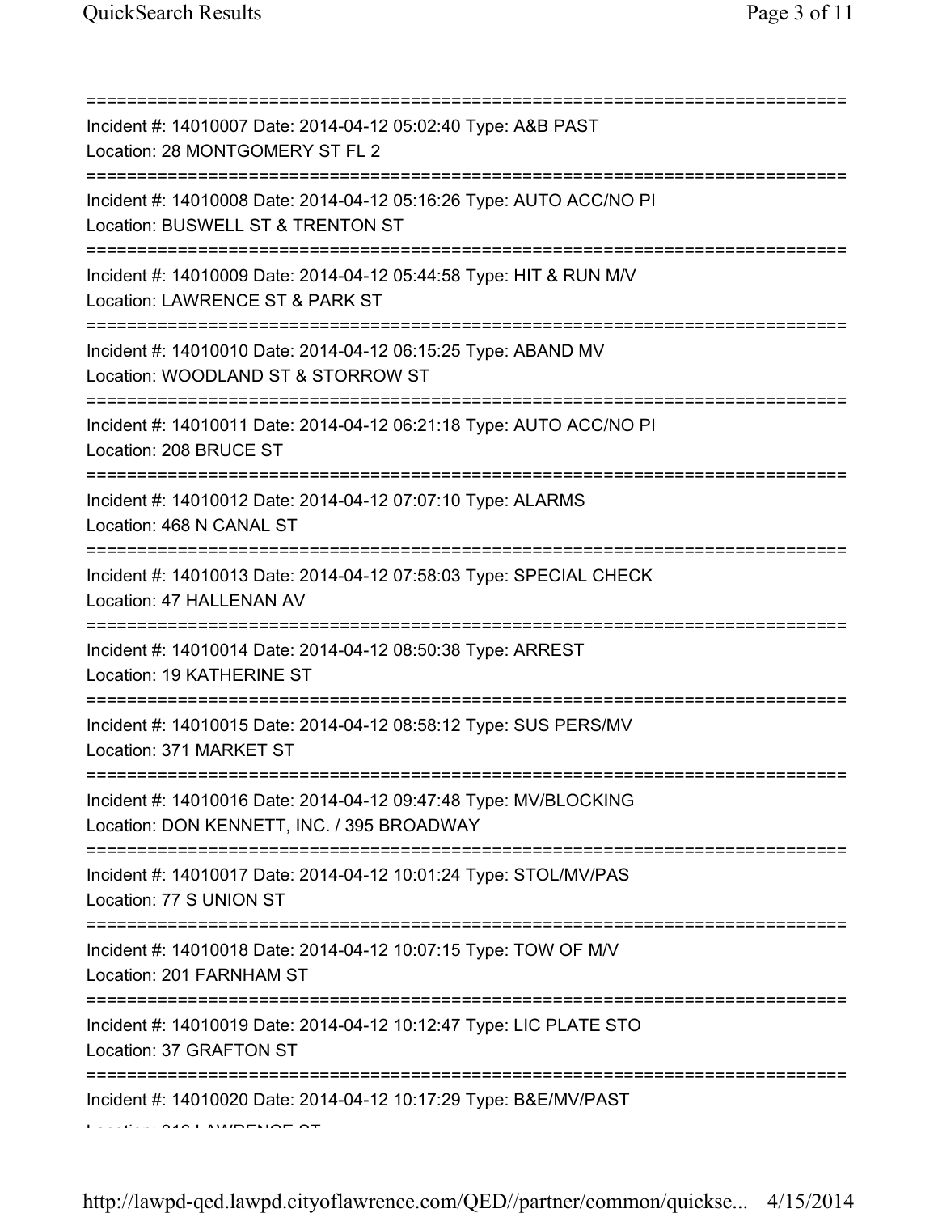===========================================================================
Incident #: 14010007 Date: 2014-04-12 05:02:40 Type: A&B PAST
Location: 28 MONTGOMERY ST FL 2
===========================================================================
Incident #: 14010008 Date: 2014-04-12 05:16:26 Type: AUTO ACC/NO PI
Location: BUSWELL ST & TRENTON ST
===========================================================================
Incident #: 14010009 Date: 2014-04-12 05:44:58 Type: HIT & RUN M/V
Location: LAWRENCE ST & PARK ST
===========================================================================
Incident #: 14010010 Date: 2014-04-12 06:15:25 Type: ABAND MV
Location: WOODLAND ST & STORROW ST
===========================================================================
Incident #: 14010011 Date: 2014-04-12 06:21:18 Type: AUTO ACC/NO PI
Location: 208 BRUCE ST
===========================================================================
Incident #: 14010012 Date: 2014-04-12 07:07:10 Type: ALARMS
Location: 468 N CANAL ST
===========================================================================
Incident #: 14010013 Date: 2014-04-12 07:58:03 Type: SPECIAL CHECK
Location: 47 HALLENAN AV
===========================================================================
Incident #: 14010014 Date: 2014-04-12 08:50:38 Type: ARREST
Location: 19 KATHERINE ST
===========================================================================
Incident #: 14010015 Date: 2014-04-12 08:58:12 Type: SUS PERS/MV
Location: 371 MARKET ST
===========================================================================
Incident #: 14010016 Date: 2014-04-12 09:47:48 Type: MV/BLOCKING
Location: DON KENNETT, INC. / 395 BROADWAY
===========================================================================
Incident #: 14010017 Date: 2014-04-12 10:01:24 Type: STOL/MV/PAS
Location: 77 S UNION ST
===========================================================================
Incident #: 14010018 Date: 2014-04-12 10:07:15 Type: TOW OF M/V
Location: 201 FARNHAM ST
===========================================================================
Incident #: 14010019 Date: 2014-04-12 10:12:47 Type: LIC PLATE STO
Location: 37 GRAFTON ST
===========================================================================
Incident #: 14010020 Date: 2014-04-12 10:17:29 Type: B&E/MV/PAST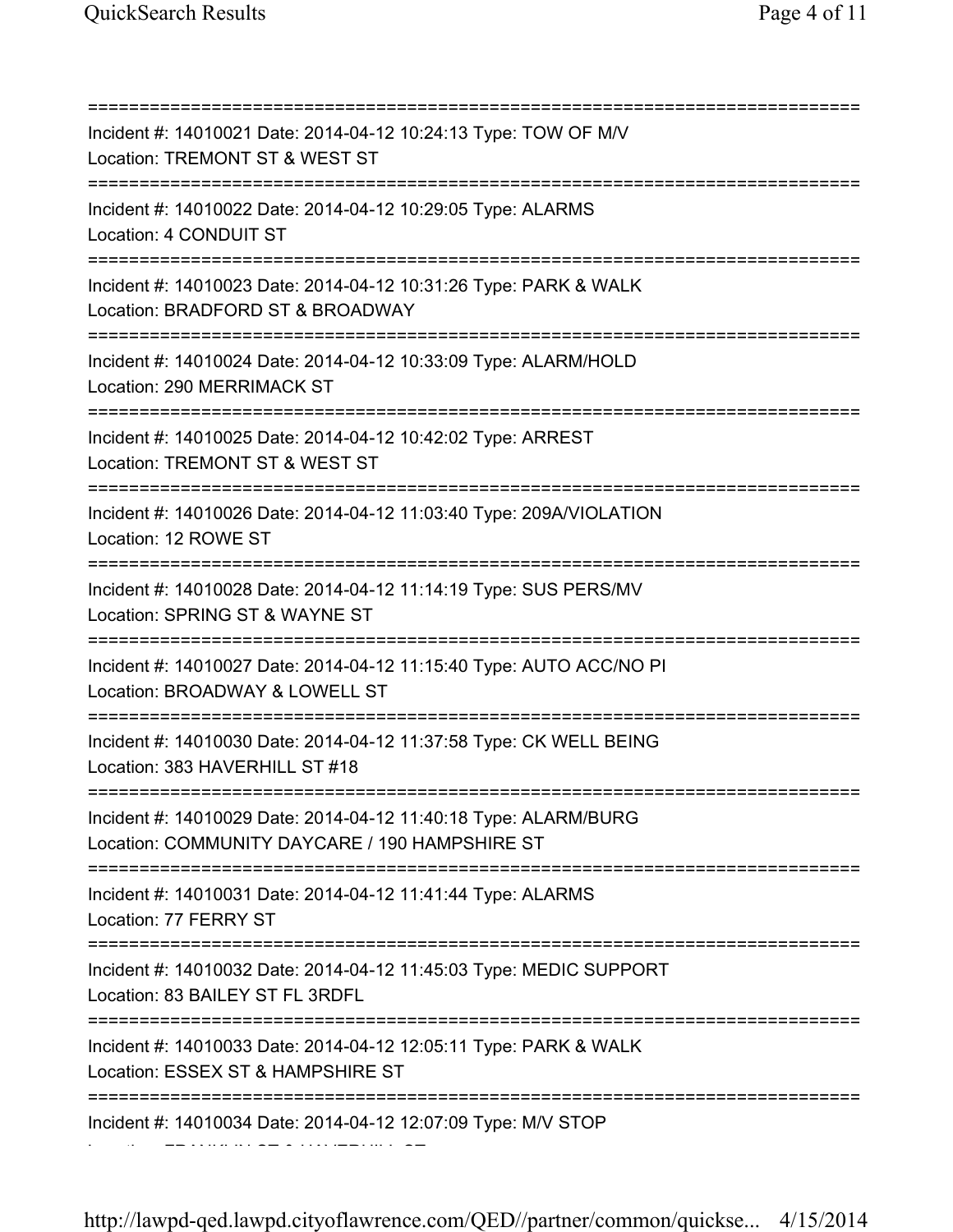===========================================================================

Incident #: 14010021 Date: 2014-04-12 10:24:13 Type: TOW OF M/V
Location: TREMONT ST & WEST ST

===========================================================================

Incident #: 14010022 Date: 2014-04-12 10:29:05 Type: ALARMS
Location: 4 CONDUIT ST

===========================================================================

Incident #: 14010023 Date: 2014-04-12 10:31:26 Type: PARK & WALK
Location: BRADFORD ST & BROADWAY

===========================================================================

Incident #: 14010024 Date: 2014-04-12 10:33:09 Type: ALARM/HOLD
Location: 290 MERRIMACK ST

===========================================================================

Incident #: 14010025 Date: 2014-04-12 10:42:02 Type: ARREST
Location: TREMONT ST & WEST ST

===========================================================================

Incident #: 14010026 Date: 2014-04-12 11:03:40 Type: 209A/VIOLATION
Location: 12 ROWE ST

===========================================================================

Incident #: 14010028 Date: 2014-04-12 11:14:19 Type: SUS PERS/MV
Location: SPRING ST & WAYNE ST

===========================================================================

Incident #: 14010027 Date: 2014-04-12 11:15:40 Type: AUTO ACC/NO PI
Location: BROADWAY & LOWELL ST

===========================================================================

Incident #: 14010030 Date: 2014-04-12 11:37:58 Type: CK WELL BEING
Location: 383 HAVERHILL ST #18

===========================================================================

Incident #: 14010029 Date: 2014-04-12 11:40:18 Type: ALARM/BURG
Location: COMMUNITY DAYCARE / 190 HAMPSHIRE ST

===========================================================================

Incident #: 14010031 Date: 2014-04-12 11:41:44 Type: ALARMS
Location: 77 FERRY ST

===========================================================================

Incident #: 14010032 Date: 2014-04-12 11:45:03 Type: MEDIC SUPPORT
Location: 83 BAILEY ST FL 3RDFL

===========================================================================

Incident #: 14010033 Date: 2014-04-12 12:05:11 Type: PARK & WALK
Location: ESSEX ST & HAMPSHIRE ST

===========================================================================

Incident #: 14010034 Date: 2014-04-12 12:07:09 Type: M/V STOP
Location: FRANKLIN ST & HAVERHILL ST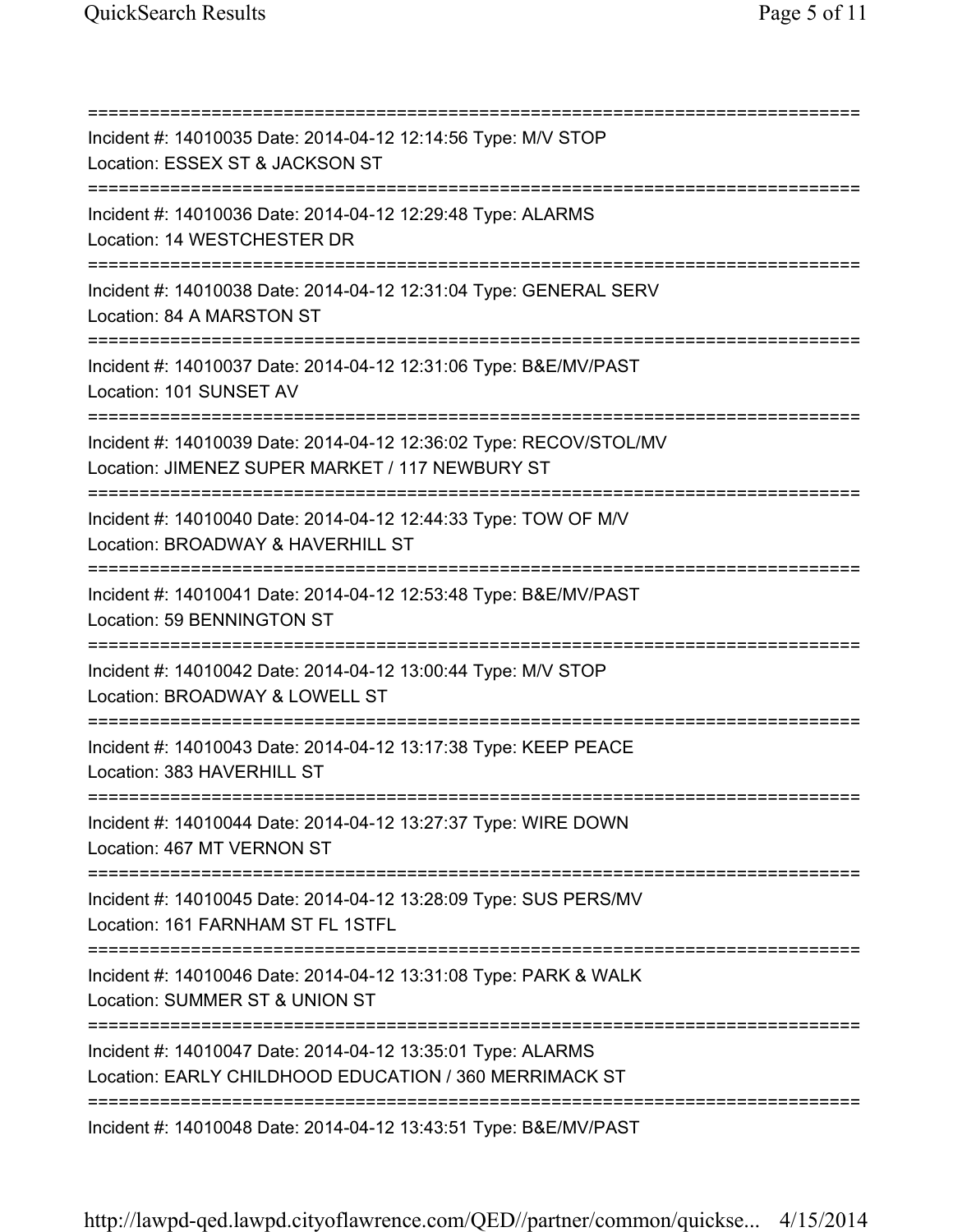===========================================================================

Incident #: 14010035 Date: 2014-04-12 12:14:56 Type: M/V STOP
Location: ESSEX ST & JACKSON ST

===========================================================================

Incident #: 14010036 Date: 2014-04-12 12:29:48 Type: ALARMS
Location: 14 WESTCHESTER DR

===========================================================================

Incident #: 14010038 Date: 2014-04-12 12:31:04 Type: GENERAL SERV
Location: 84 A MARSTON ST

===========================================================================

Incident #: 14010037 Date: 2014-04-12 12:31:06 Type: B&E/MV/PAST
Location: 101 SUNSET AV

===========================================================================

Incident #: 14010039 Date: 2014-04-12 12:36:02 Type: RECOV/STOL/MV
Location: JIMENEZ SUPER MARKET / 117 NEWBURY ST

===========================================================================

Incident #: 14010040 Date: 2014-04-12 12:44:33 Type: TOW OF M/V
Location: BROADWAY & HAVERHILL ST

===========================================================================

Incident #: 14010041 Date: 2014-04-12 12:53:48 Type: B&E/MV/PAST
Location: 59 BENNINGTON ST

===========================================================================

Incident #: 14010042 Date: 2014-04-12 13:00:44 Type: M/V STOP
Location: BROADWAY & LOWELL ST

===========================================================================

Incident #: 14010043 Date: 2014-04-12 13:17:38 Type: KEEP PEACE
Location: 383 HAVERHILL ST

===========================================================================

Incident #: 14010044 Date: 2014-04-12 13:27:37 Type: WIRE DOWN
Location: 467 MT VERNON ST

===========================================================================

Incident #: 14010045 Date: 2014-04-12 13:28:09 Type: SUS PERS/MV
Location: 161 FARNHAM ST FL 1STFL

===========================================================================

Incident #: 14010046 Date: 2014-04-12 13:31:08 Type: PARK & WALK
Location: SUMMER ST & UNION ST

===========================================================================

Incident #: 14010047 Date: 2014-04-12 13:35:01 Type: ALARMS
Location: EARLY CHILDHOOD EDUCATION / 360 MERRIMACK ST

===========================================================================

Incident #: 14010048 Date: 2014-04-12 13:43:51 Type: B&E/MV/PAST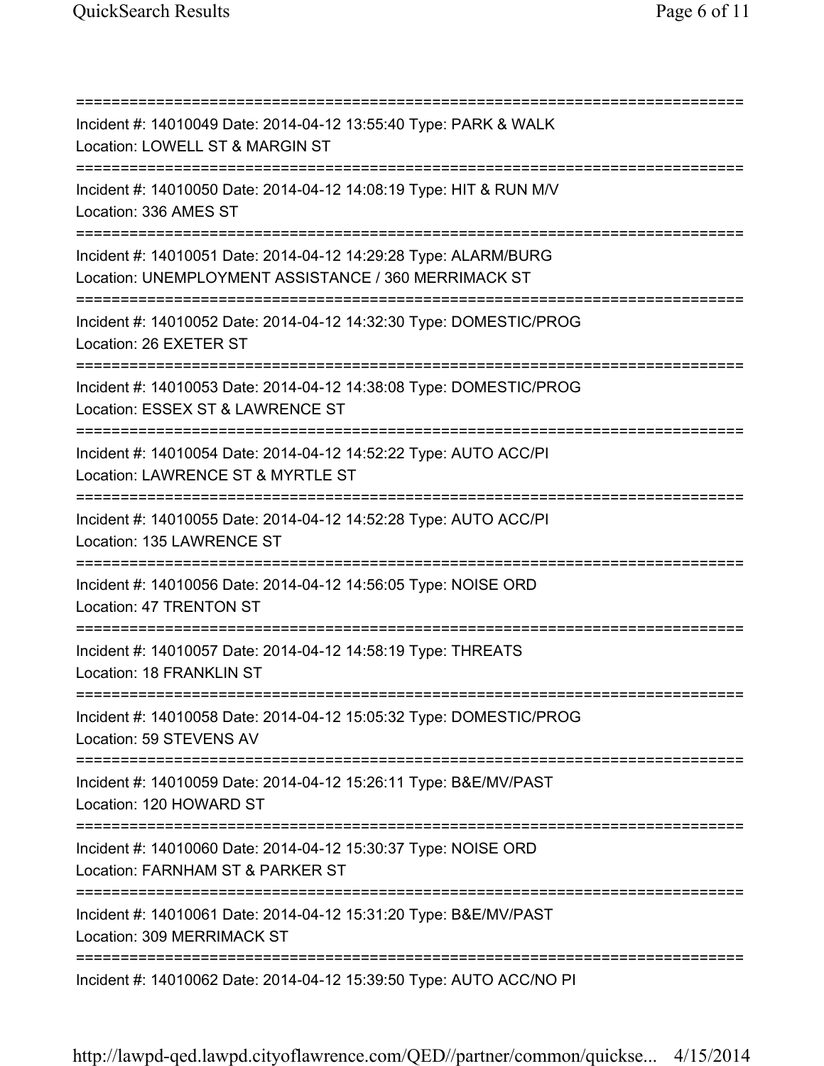===========================================================================
Incident #: 14010049 Date: 2014-04-12 13:55:40 Type: PARK & WALK
Location: LOWELL ST & MARGIN ST
===========================================================================
Incident #: 14010050 Date: 2014-04-12 14:08:19 Type: HIT & RUN M/V
Location: 336 AMES ST
===========================================================================
Incident #: 14010051 Date: 2014-04-12 14:29:28 Type: ALARM/BURG
Location: UNEMPLOYMENT ASSISTANCE / 360 MERRIMACK ST
===========================================================================
Incident #: 14010052 Date: 2014-04-12 14:32:30 Type: DOMESTIC/PROG
Location: 26 EXETER ST
===========================================================================
Incident #: 14010053 Date: 2014-04-12 14:38:08 Type: DOMESTIC/PROG
Location: ESSEX ST & LAWRENCE ST
===========================================================================
Incident #: 14010054 Date: 2014-04-12 14:52:22 Type: AUTO ACC/PI
Location: LAWRENCE ST & MYRTLE ST
===========================================================================
Incident #: 14010055 Date: 2014-04-12 14:52:28 Type: AUTO ACC/PI
Location: 135 LAWRENCE ST
===========================================================================
Incident #: 14010056 Date: 2014-04-12 14:56:05 Type: NOISE ORD
Location: 47 TRENTON ST
===========================================================================
Incident #: 14010057 Date: 2014-04-12 14:58:19 Type: THREATS
Location: 18 FRANKLIN ST
===========================================================================
Incident #: 14010058 Date: 2014-04-12 15:05:32 Type: DOMESTIC/PROG
Location: 59 STEVENS AV
===========================================================================
Incident #: 14010059 Date: 2014-04-12 15:26:11 Type: B&E/MV/PAST
Location: 120 HOWARD ST
===========================================================================
Incident #: 14010060 Date: 2014-04-12 15:30:37 Type: NOISE ORD
Location: FARNHAM ST & PARKER ST
===========================================================================
Incident #: 14010061 Date: 2014-04-12 15:31:20 Type: B&E/MV/PAST
Location: 309 MERRIMACK ST
===========================================================================
Incident #: 14010062 Date: 2014-04-12 15:39:50 Type: AUTO ACC/NO PI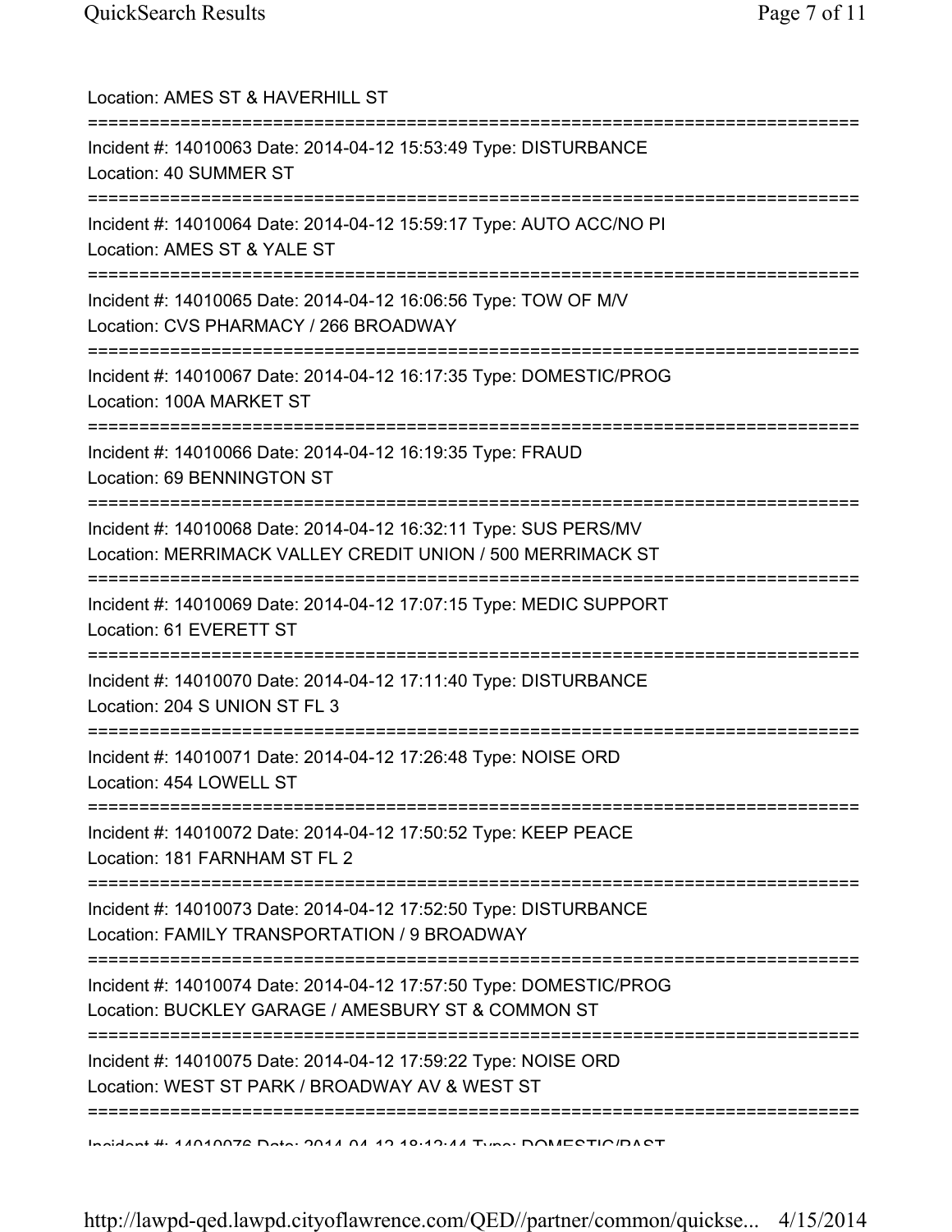Location: AMES ST & HAVERHILL ST

===========================================================================

Incident #: 14010063 Date: 2014-04-12 15:53:49 Type: DISTURBANCE

Location: 40 SUMMER ST

===========================================================================

Incident #: 14010064 Date: 2014-04-12 15:59:17 Type: AUTO ACC/NO PI

Location: AMES ST & YALE ST

===========================================================================

Incident #: 14010065 Date: 2014-04-12 16:06:56 Type: TOW OF M/V

Location: CVS PHARMACY / 266 BROADWAY

===========================================================================

Incident #: 14010067 Date: 2014-04-12 16:17:35 Type: DOMESTIC/PROG

Location: 100A MARKET ST

===========================================================================

Incident #: 14010066 Date: 2014-04-12 16:19:35 Type: FRAUD

Location: 69 BENNINGTON ST

===========================================================================

Incident #: 14010068 Date: 2014-04-12 16:32:11 Type: SUS PERS/MV

Location: MERRIMACK VALLEY CREDIT UNION / 500 MERRIMACK ST

===========================================================================

Incident #: 14010069 Date: 2014-04-12 17:07:15 Type: MEDIC SUPPORT

Location: 61 EVERETT ST

===========================================================================

Incident #: 14010070 Date: 2014-04-12 17:11:40 Type: DISTURBANCE

Location: 204 S UNION ST FL 3

===========================================================================

Incident #: 14010071 Date: 2014-04-12 17:26:48 Type: NOISE ORD

Location: 454 LOWELL ST

===========================================================================

Incident #: 14010072 Date: 2014-04-12 17:50:52 Type: KEEP PEACE

Location: 181 FARNHAM ST FL 2

===========================================================================

Incident #: 14010073 Date: 2014-04-12 17:52:50 Type: DISTURBANCE

Location: FAMILY TRANSPORTATION / 9 BROADWAY

===========================================================================

Incident #: 14010074 Date: 2014-04-12 17:57:50 Type: DOMESTIC/PROG

Location: BUCKLEY GARAGE / AMESBURY ST & COMMON ST

===========================================================================

Incident #: 14010075 Date: 2014-04-12 17:59:22 Type: NOISE ORD

Location: WEST ST PARK / BROADWAY AV & WEST ST

===========================================================================

Incident #: 14010076 Date: 2014-04-12 18:12:44 Type: DOMESTIC/PAST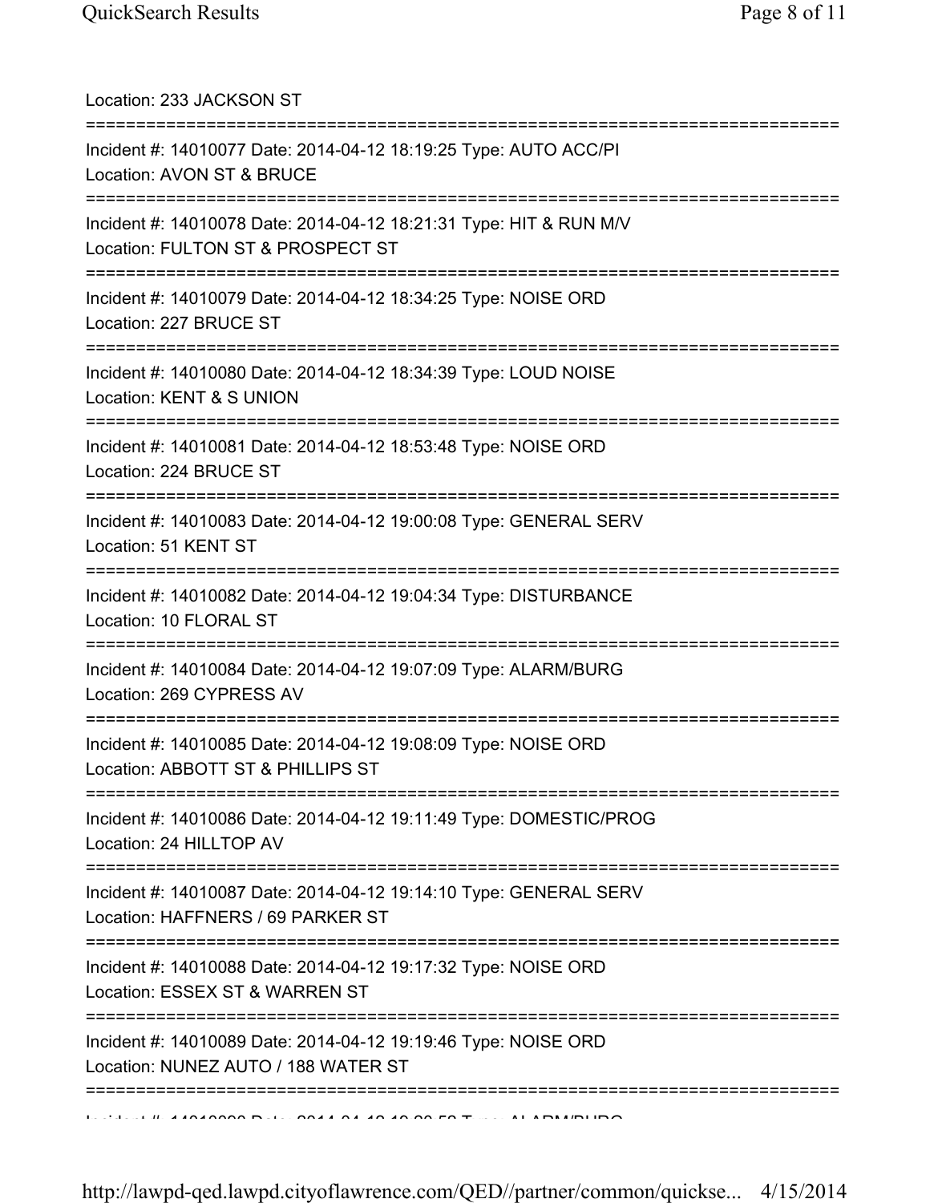Location: 233 JACKSON ST

===========================================================================

Incident #: 14010077 Date: 2014-04-12 18:19:25 Type: AUTO ACC/PI
Location: AVON ST & BRUCE

===========================================================================

Incident #: 14010078 Date: 2014-04-12 18:21:31 Type: HIT & RUN M/V
Location: FULTON ST & PROSPECT ST

===========================================================================

Incident #: 14010079 Date: 2014-04-12 18:34:25 Type: NOISE ORD
Location: 227 BRUCE ST

===========================================================================

Incident #: 14010080 Date: 2014-04-12 18:34:39 Type: LOUD NOISE
Location: KENT & S UNION

===========================================================================

Incident #: 14010081 Date: 2014-04-12 18:53:48 Type: NOISE ORD
Location: 224 BRUCE ST

===========================================================================

Incident #: 14010083 Date: 2014-04-12 19:00:08 Type: GENERAL SERV
Location: 51 KENT ST

===========================================================================

Incident #: 14010082 Date: 2014-04-12 19:04:34 Type: DISTURBANCE
Location: 10 FLORAL ST

===========================================================================

Incident #: 14010084 Date: 2014-04-12 19:07:09 Type: ALARM/BURG
Location: 269 CYPRESS AV

===========================================================================

Incident #: 14010085 Date: 2014-04-12 19:08:09 Type: NOISE ORD
Location: ABBOTT ST & PHILLIPS ST

===========================================================================

Incident #: 14010086 Date: 2014-04-12 19:11:49 Type: DOMESTIC/PROG
Location: 24 HILLTOP AV

===========================================================================

Incident #: 14010087 Date: 2014-04-12 19:14:10 Type: GENERAL SERV
Location: HAFFNERS / 69 PARKER ST

===========================================================================

Incident #: 14010088 Date: 2014-04-12 19:17:32 Type: NOISE ORD
Location: ESSEX ST & WARREN ST

===========================================================================

Incident #: 14010089 Date: 2014-04-12 19:19:46 Type: NOISE ORD
Location: NUNEZ AUTO / 188 WATER ST

===========================================================================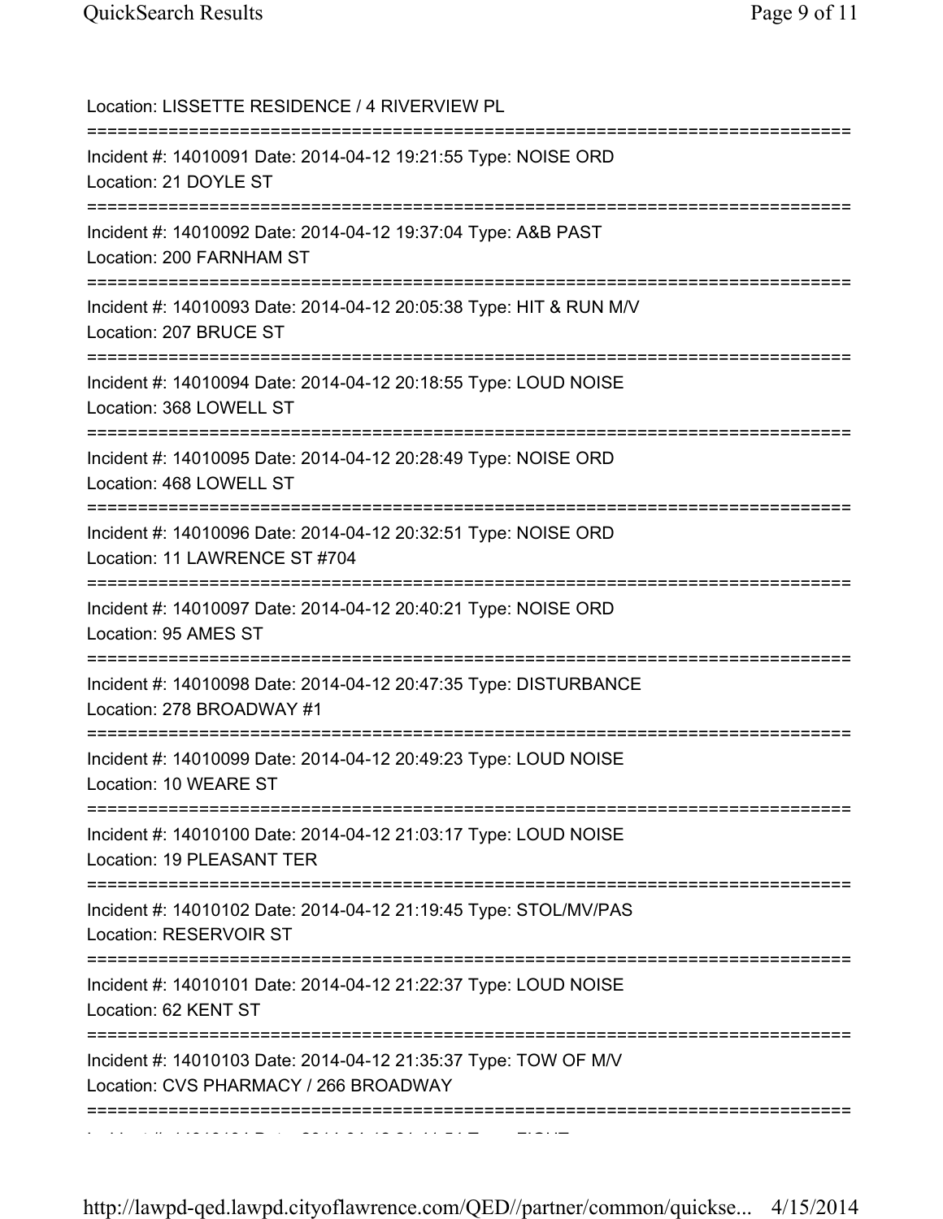Location: LISSETTE RESIDENCE / 4 RIVERVIEW PL

===========================================================================

Incident #: 14010091 Date: 2014-04-12 19:21:55 Type: NOISE ORD
Location: 21 DOYLE ST

===========================================================================

Incident #: 14010092 Date: 2014-04-12 19:37:04 Type: A&B PAST
Location: 200 FARNHAM ST

===========================================================================

Incident #: 14010093 Date: 2014-04-12 20:05:38 Type: HIT & RUN M/V
Location: 207 BRUCE ST

===========================================================================

Incident #: 14010094 Date: 2014-04-12 20:18:55 Type: LOUD NOISE
Location: 368 LOWELL ST

===========================================================================

Incident #: 14010095 Date: 2014-04-12 20:28:49 Type: NOISE ORD
Location: 468 LOWELL ST

===========================================================================

Incident #: 14010096 Date: 2014-04-12 20:32:51 Type: NOISE ORD
Location: 11 LAWRENCE ST #704

===========================================================================

Incident #: 14010097 Date: 2014-04-12 20:40:21 Type: NOISE ORD
Location: 95 AMES ST

===========================================================================

Incident #: 14010098 Date: 2014-04-12 20:47:35 Type: DISTURBANCE
Location: 278 BROADWAY #1

===========================================================================

Incident #: 14010099 Date: 2014-04-12 20:49:23 Type: LOUD NOISE
Location: 10 WEARE ST

===========================================================================

Incident #: 14010100 Date: 2014-04-12 21:03:17 Type: LOUD NOISE
Location: 19 PLEASANT TER

===========================================================================

Incident #: 14010102 Date: 2014-04-12 21:19:45 Type: STOL/MV/PAS
Location: RESERVOIR ST

===========================================================================

Incident #: 14010101 Date: 2014-04-12 21:22:37 Type: LOUD NOISE
Location: 62 KENT ST

===========================================================================

Incident #: 14010103 Date: 2014-04-12 21:35:37 Type: TOW OF M/V
Location: CVS PHARMACY / 266 BROADWAY

===========================================================================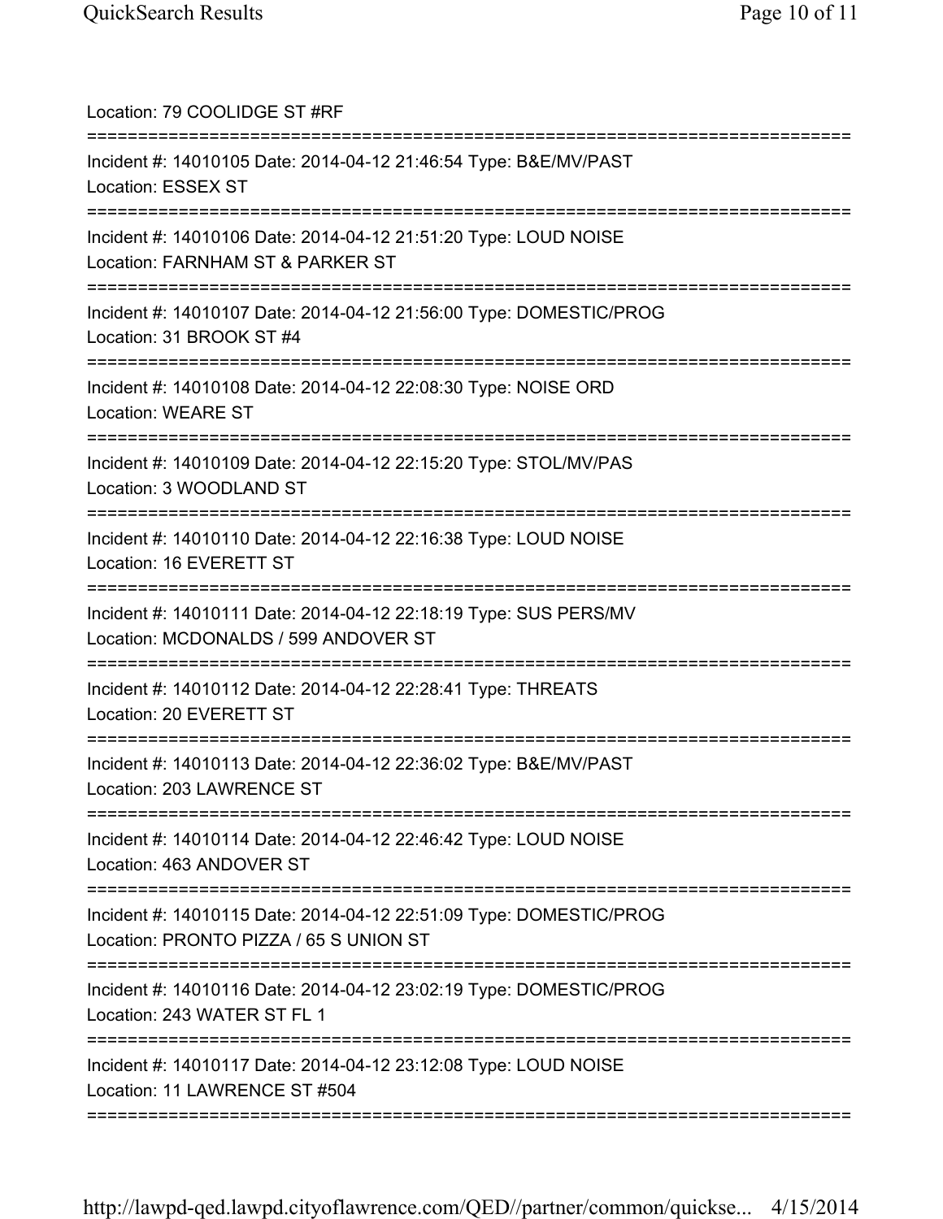Location: 79 COOLIDGE ST #RF

===========================================================================

Incident #: 14010105 Date: 2014-04-12 21:46:54 Type: B&E/MV/PAST
Location: ESSEX ST

===========================================================================

Incident #: 14010106 Date: 2014-04-12 21:51:20 Type: LOUD NOISE
Location: FARNHAM ST & PARKER ST

===========================================================================

Incident #: 14010107 Date: 2014-04-12 21:56:00 Type: DOMESTIC/PROG
Location: 31 BROOK ST #4

===========================================================================

Incident #: 14010108 Date: 2014-04-12 22:08:30 Type: NOISE ORD
Location: WEARE ST

===========================================================================

Incident #: 14010109 Date: 2014-04-12 22:15:20 Type: STOL/MV/PAS
Location: 3 WOODLAND ST

===========================================================================

Incident #: 14010110 Date: 2014-04-12 22:16:38 Type: LOUD NOISE
Location: 16 EVERETT ST

===========================================================================

Incident #: 14010111 Date: 2014-04-12 22:18:19 Type: SUS PERS/MV
Location: MCDONALDS / 599 ANDOVER ST

===========================================================================

Incident #: 14010112 Date: 2014-04-12 22:28:41 Type: THREATS
Location: 20 EVERETT ST

===========================================================================

Incident #: 14010113 Date: 2014-04-12 22:36:02 Type: B&E/MV/PAST
Location: 203 LAWRENCE ST

===========================================================================

Incident #: 14010114 Date: 2014-04-12 22:46:42 Type: LOUD NOISE
Location: 463 ANDOVER ST

===========================================================================

Incident #: 14010115 Date: 2014-04-12 22:51:09 Type: DOMESTIC/PROG
Location: PRONTO PIZZA / 65 S UNION ST

===========================================================================

Incident #: 14010116 Date: 2014-04-12 23:02:19 Type: DOMESTIC/PROG
Location: 243 WATER ST FL 1

===========================================================================

Incident #: 14010117 Date: 2014-04-12 23:12:08 Type: LOUD NOISE
Location: 11 LAWRENCE ST #504

===========================================================================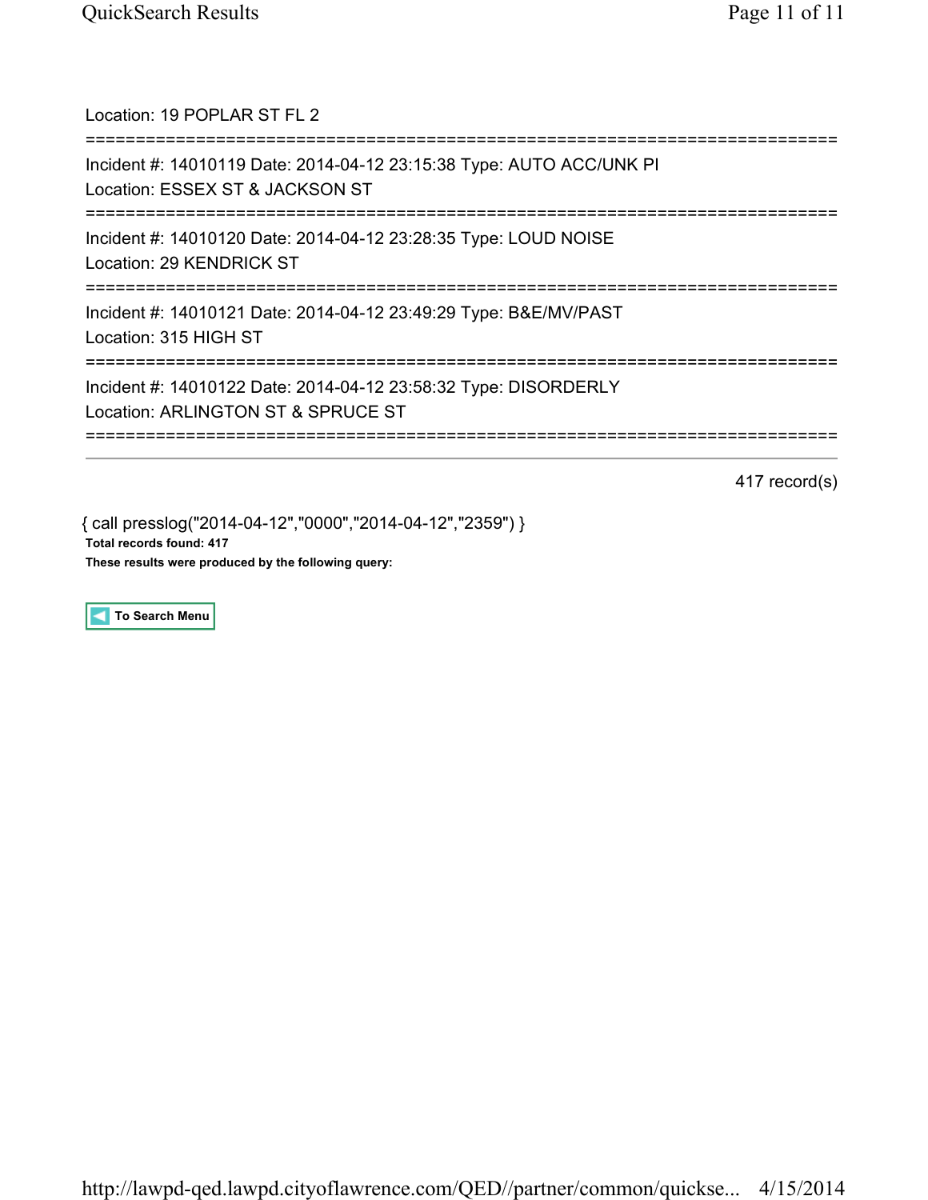Location: 19 POPLAR ST FL 2

===========================================================================

Incident #: 14010119 Date: 2014-04-12 23:15:38 Type: AUTO ACC/UNK PI

Location: ESSEX ST & JACKSON ST

===========================================================================

Incident #: 14010120 Date: 2014-04-12 23:28:35 Type: LOUD NOISE

Location: 29 KENDRICK ST

===========================================================================

Incident #: 14010121 Date: 2014-04-12 23:49:29 Type: B&E/MV/PAST

Location: 315 HIGH ST

===========================================================================

Incident #: 14010122 Date: 2014-04-12 23:58:32 Type: DISORDERLY

Location: ARLINGTON ST & SPRUCE ST

===========================================================================

417 record(s)

{ call presslog("2014-04-12","0000","2014-04-12","2359") }

**Total records found: 417**

**These results were produced by the following query:**

**To Search Menu**